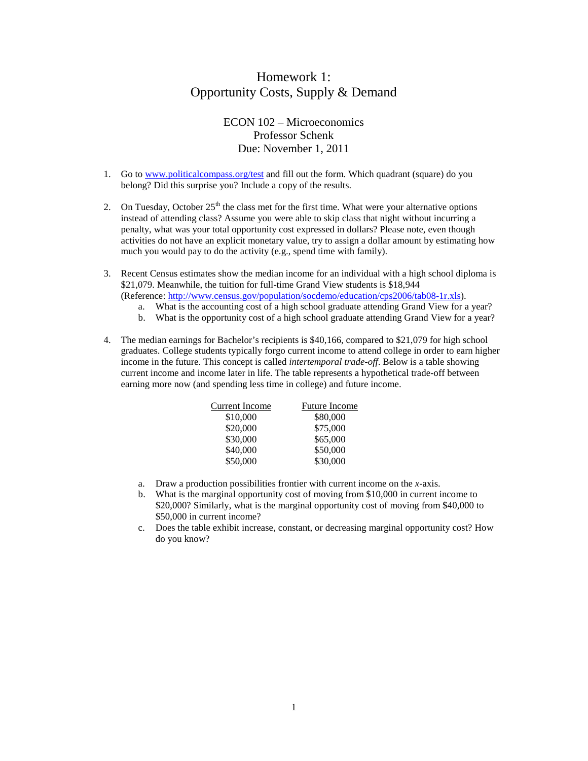# Homework 1:
# Opportunity Costs, Supply & Demand

ECON 102 – Microeconomics
Professor Schenk
Due: November 1, 2011

1. Go to www.politicalcompass.org/test and fill out the form. Which quadrant (square) do you belong? Did this surprise you? Include a copy of the results.

2. On Tuesday, October 25th the class met for the first time. What were your alternative options instead of attending class? Assume you were able to skip class that night without incurring a penalty, what was your total opportunity cost expressed in dollars? Please note, even though activities do not have an explicit monetary value, try to assign a dollar amount by estimating how much you would pay to do the activity (e.g., spend time with family).

3. Recent Census estimates show the median income for an individual with a high school diploma is $21,079. Meanwhile, the tuition for full-time Grand View students is $18,944 (Reference: http://www.census.gov/population/socdemo/education/cps2006/tab08-1r.xls).
   a. What is the accounting cost of a high school graduate attending Grand View for a year?
   b. What is the opportunity cost of a high school graduate attending Grand View for a year?

4. The median earnings for Bachelor's recipients is $40,166, compared to $21,079 for high school graduates. College students typically forgo current income to attend college in order to earn higher income in the future. This concept is called *intertemporal trade-off*. Below is a table showing current income and income later in life. The table represents a hypothetical trade-off between earning more now (and spending less time in college) and future income.

| Current Income | Future Income |
|---|---|
| $10,000 | $80,000 |
| $20,000 | $75,000 |
| $30,000 | $65,000 |
| $40,000 | $50,000 |
| $50,000 | $30,000 |

   a. Draw a production possibilities frontier with current income on the *x*-axis.
   b. What is the marginal opportunity cost of moving from $10,000 in current income to $20,000? Similarly, what is the marginal opportunity cost of moving from $40,000 to $50,000 in current income?
   c. Does the table exhibit increase, constant, or decreasing marginal opportunity cost? How do you know?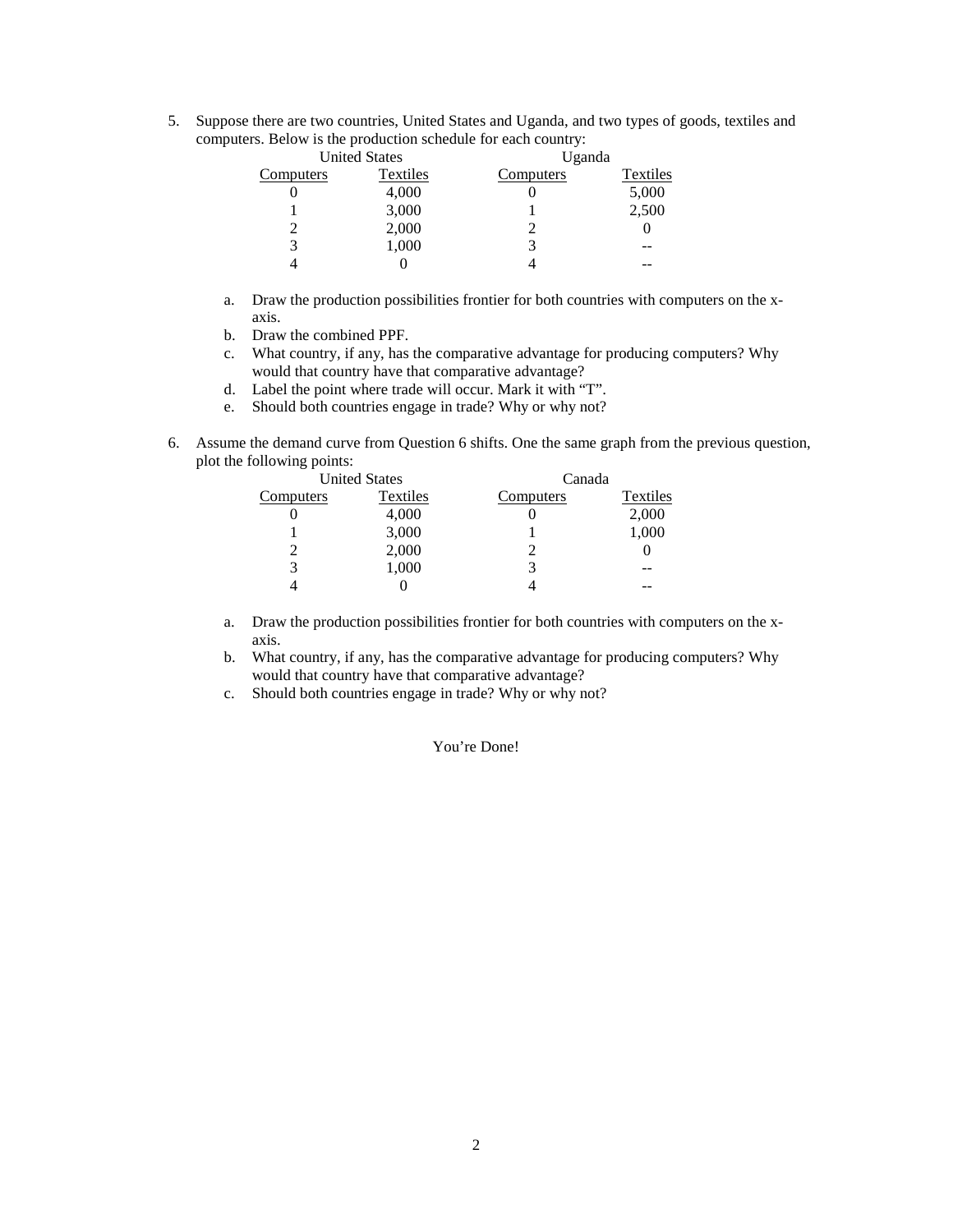5. Suppose there are two countries, United States and Uganda, and two types of goods, textiles and computers. Below is the production schedule for each country:

| United States | | Uganda | |
|---|---|---|---|
| Computers | Textiles | Computers | Textiles |
| 0 | 4,000 | 0 | 5,000 |
| 1 | 3,000 | 1 | 2,500 |
| 2 | 2,000 | 2 | 0 |
| 3 | 1,000 | 3 | -- |
| 4 | 0 | 4 | -- |

   a. Draw the production possibilities frontier for both countries with computers on the x-axis.
   b. Draw the combined PPF.
   c. What country, if any, has the comparative advantage for producing computers? Why would that country have that comparative advantage?
   d. Label the point where trade will occur. Mark it with "T".
   e. Should both countries engage in trade? Why or why not?

6. Assume the demand curve from Question 6 shifts. One the same graph from the previous question, plot the following points:

| United States | | Canada | |
|---|---|---|---|
| Computers | Textiles | Computers | Textiles |
| 0 | 4,000 | 0 | 2,000 |
| 1 | 3,000 | 1 | 1,000 |
| 2 | 2,000 | 2 | 0 |
| 3 | 1,000 | 3 | -- |
| 4 | 0 | 4 | -- |

   a. Draw the production possibilities frontier for both countries with computers on the x-axis.
   b. What country, if any, has the comparative advantage for producing computers? Why would that country have that comparative advantage?
   c. Should both countries engage in trade? Why or why not?

You're Done!